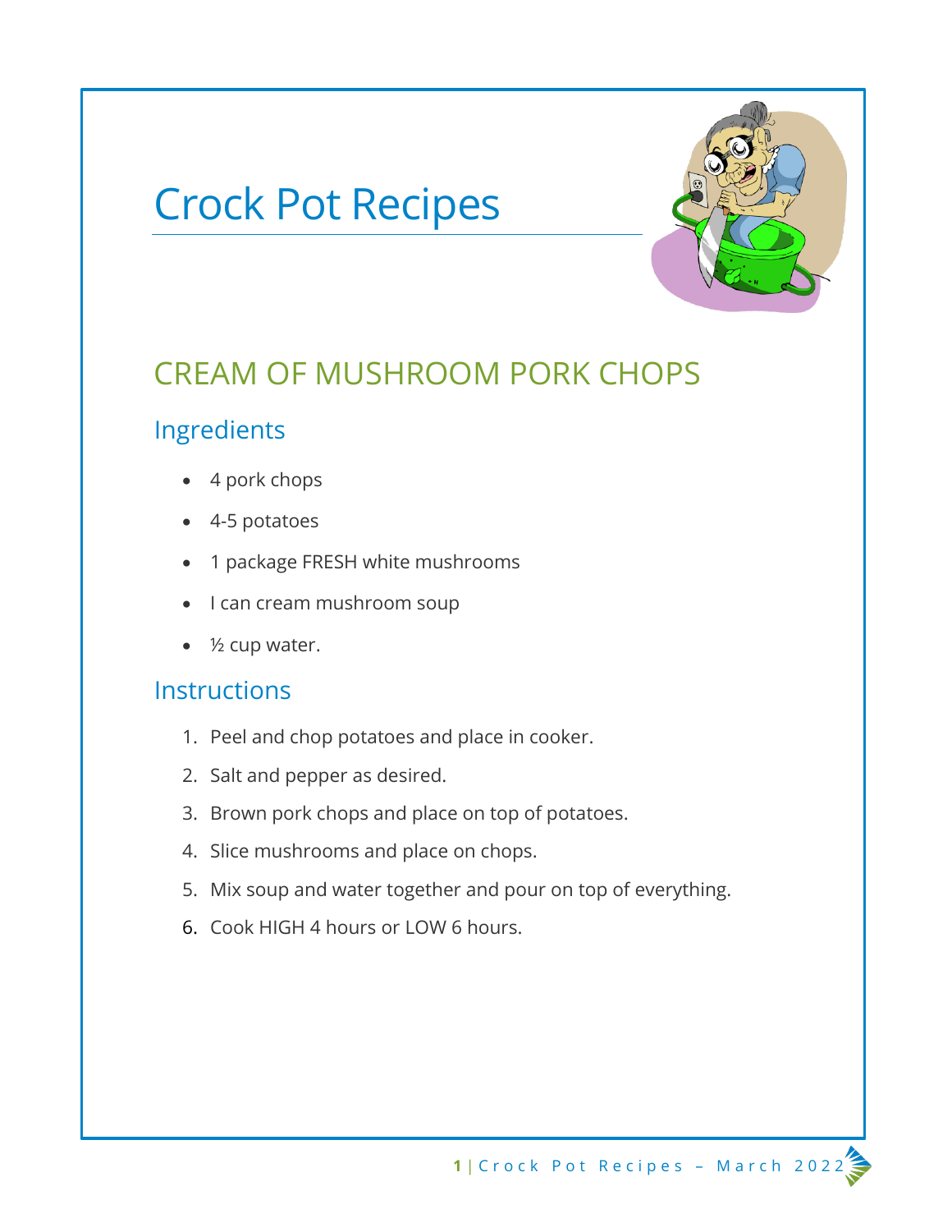# Crock Pot Recipes

## CREAM OF MUSHROOM PORK CHOPS

### Ingredients

- 4 pork chops
- 4-5 potatoes
- 1 package FRESH white mushrooms
- I can cream mushroom soup
- ½ cup water.

### Instructions

1. Peel and chop potatoes and place in cooker.
2. Salt and pepper as desired.
3. Brown pork chops and place on top of potatoes.
4. Slice mushrooms and place on chops.
5. Mix soup and water together and pour on top of everything.
6. Cook HIGH 4 hours or LOW 6 hours.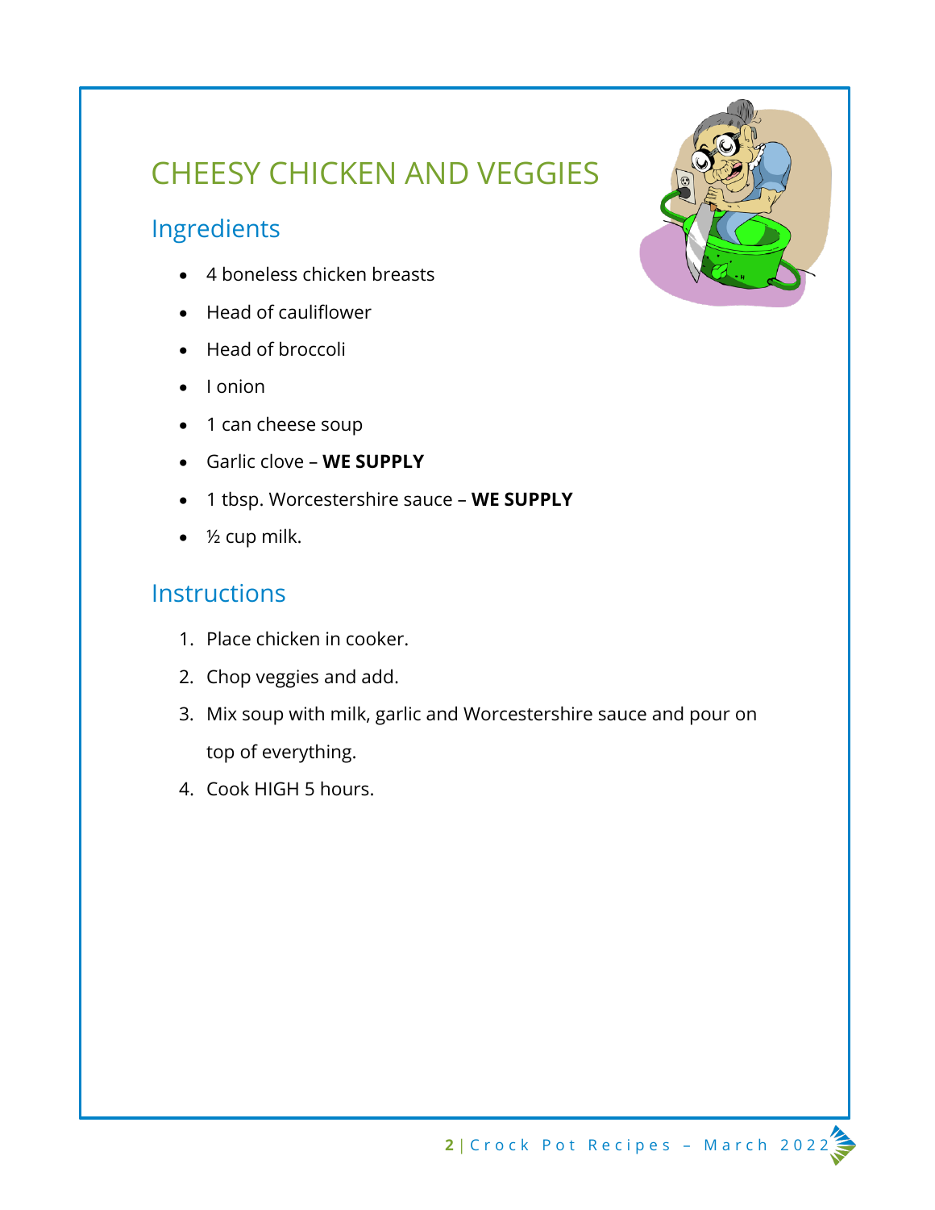# CHEESY CHICKEN AND VEGGIES

## Ingredients

- 4 boneless chicken breasts
- Head of cauliflower
- Head of broccoli
- I onion
- 1 can cheese soup
- Garlic clove – **WE SUPPLY**
- 1 tbsp. Worcestershire sauce – **WE SUPPLY**
- ½ cup milk.

## Instructions

1. Place chicken in cooker.
2. Chop veggies and add.
3. Mix soup with milk, garlic and Worcestershire sauce and pour on top of everything.
4. Cook HIGH 5 hours.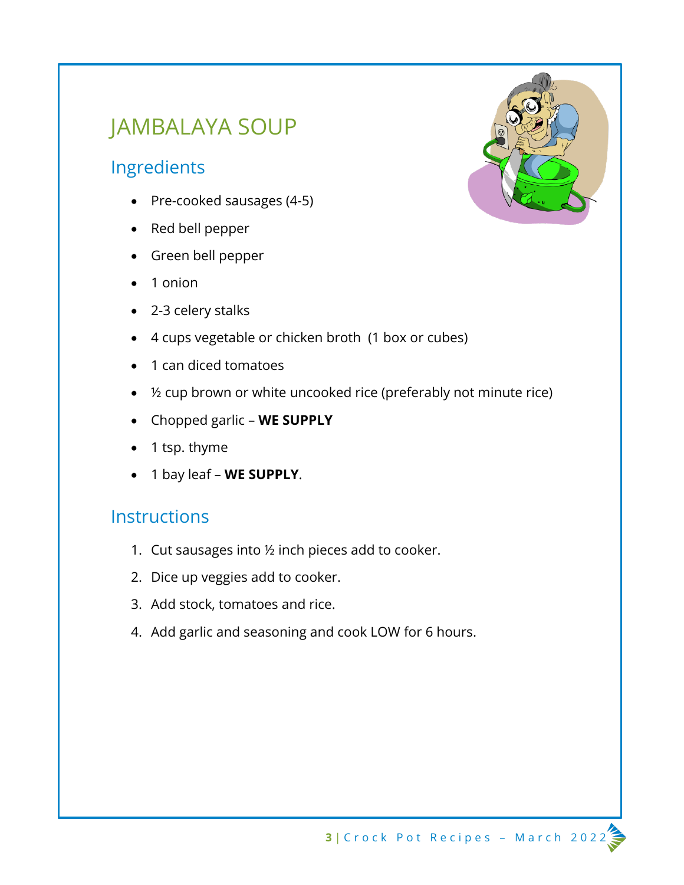# JAMBALAYA SOUP

## Ingredients

- Pre-cooked sausages (4-5)
- Red bell pepper
- Green bell pepper
- 1 onion
- 2-3 celery stalks
- 4 cups vegetable or chicken broth (1 box or cubes)
- 1 can diced tomatoes
- ½ cup brown or white uncooked rice (preferably not minute rice)
- Chopped garlic – **WE SUPPLY**
- 1 tsp. thyme
- 1 bay leaf – **WE SUPPLY**.

## Instructions

1. Cut sausages into ½ inch pieces add to cooker.
2. Dice up veggies add to cooker.
3. Add stock, tomatoes and rice.
4. Add garlic and seasoning and cook LOW for 6 hours.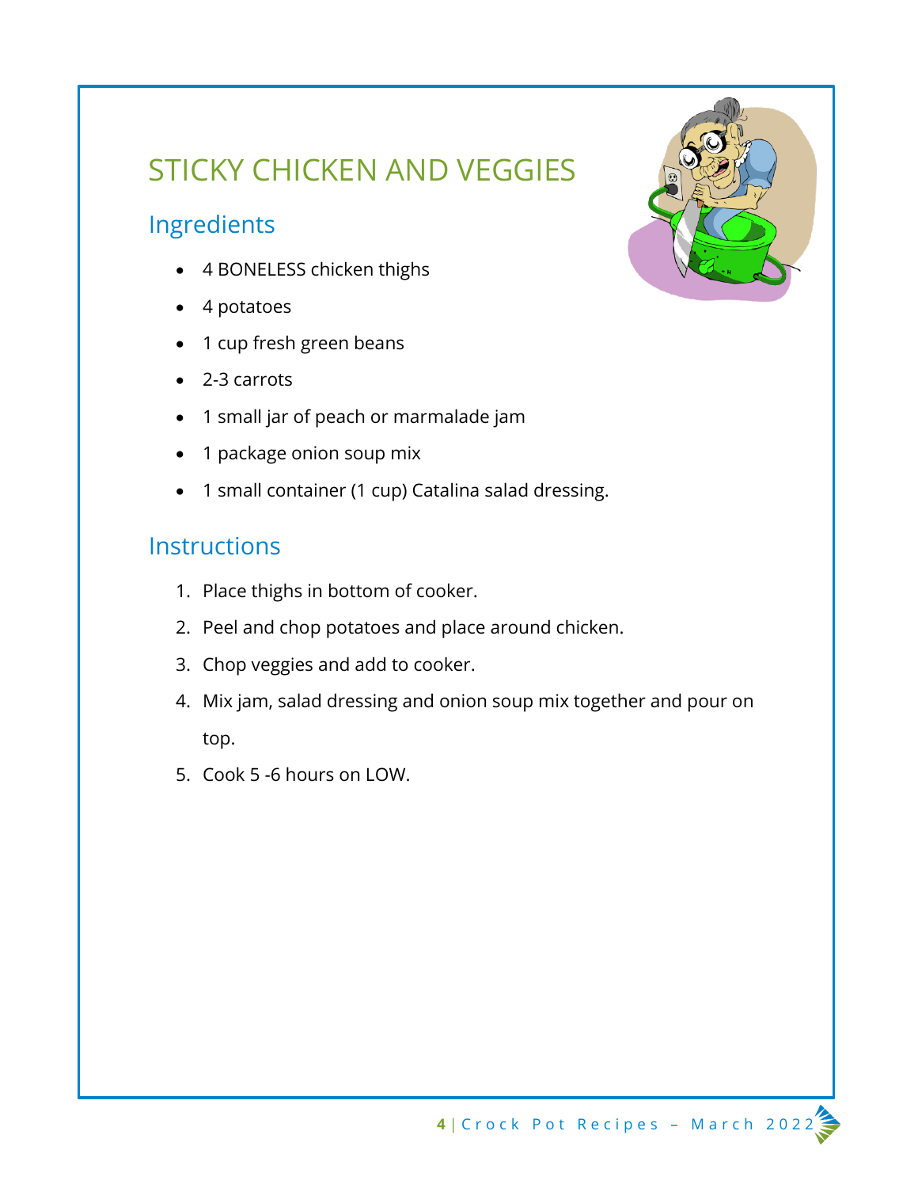# STICKY CHICKEN AND VEGGIES

## Ingredients

- 4 BONELESS chicken thighs
- 4 potatoes
- 1 cup fresh green beans
- 2-3 carrots
- 1 small jar of peach or marmalade jam
- 1 package onion soup mix
- 1 small container (1 cup) Catalina salad dressing.

## Instructions

1. Place thighs in bottom of cooker.
2. Peel and chop potatoes and place around chicken.
3. Chop veggies and add to cooker.
4. Mix jam, salad dressing and onion soup mix together and pour on top.
5. Cook 5 -6 hours on LOW.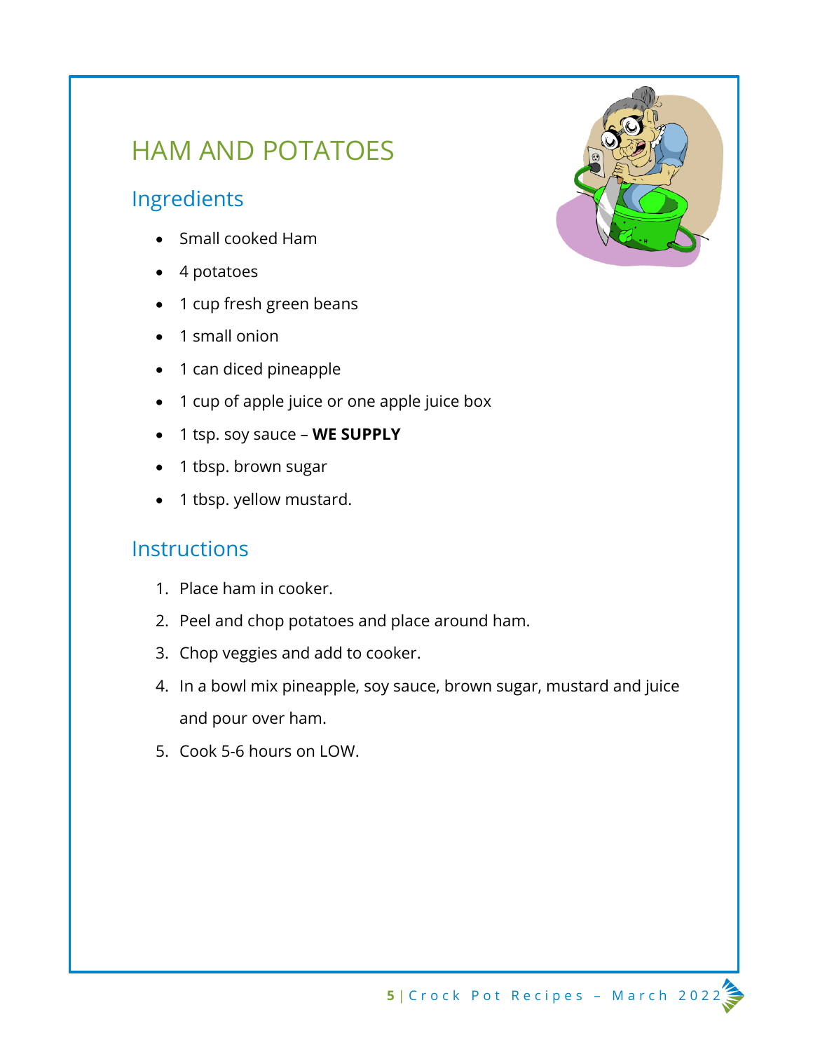# HAM AND POTATOES

## Ingredients

- Small cooked Ham
- 4 potatoes
- 1 cup fresh green beans
- 1 small onion
- 1 can diced pineapple
- 1 cup of apple juice or one apple juice box
- 1 tsp. soy sauce – **WE SUPPLY**
- 1 tbsp. brown sugar
- 1 tbsp. yellow mustard.

## Instructions

1. Place ham in cooker.
2. Peel and chop potatoes and place around ham.
3. Chop veggies and add to cooker.
4. In a bowl mix pineapple, soy sauce, brown sugar, mustard and juice and pour over ham.
5. Cook 5-6 hours on LOW.